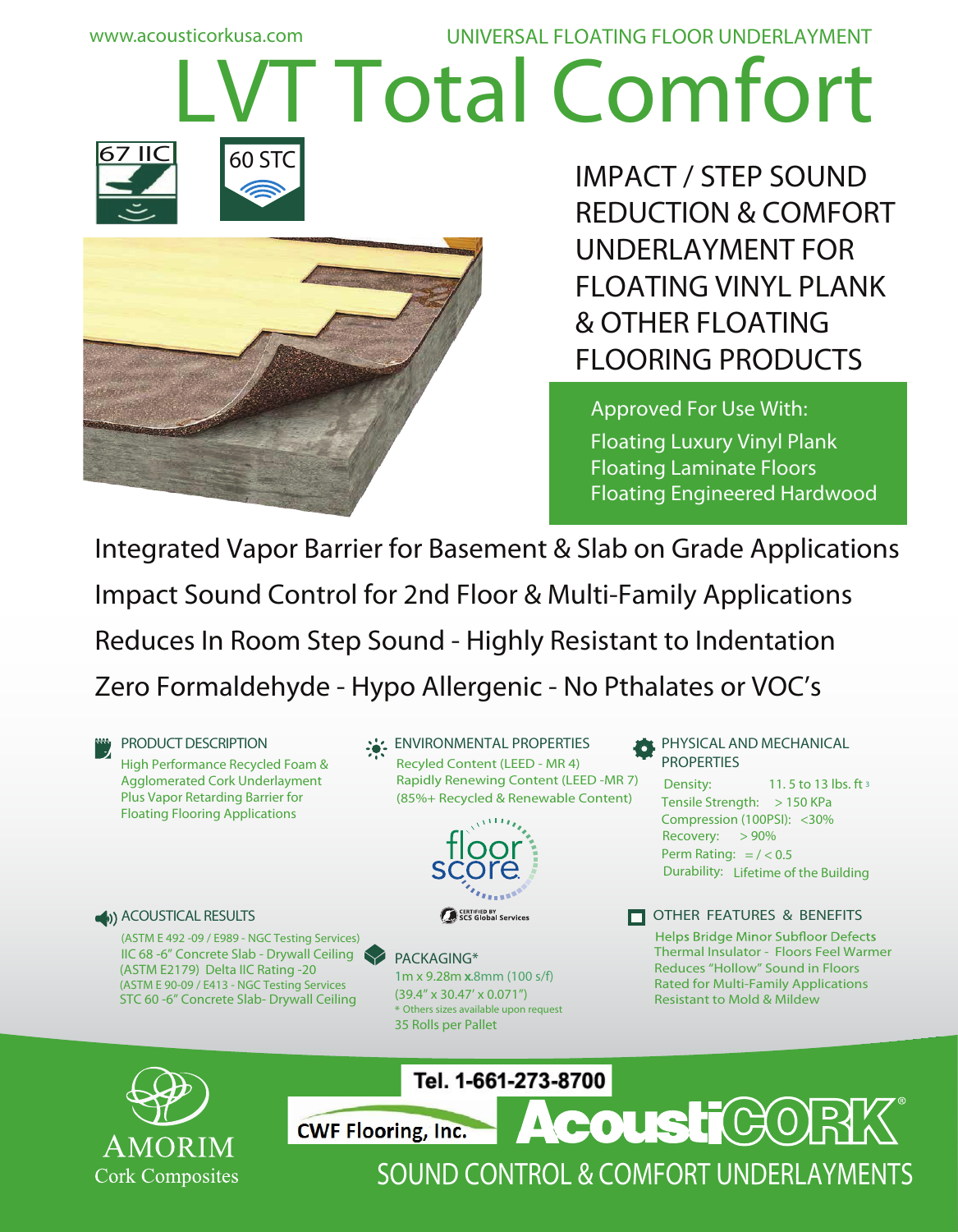www.acousticorkusa.com

UNIVERSAL FLOATING FLOOR UNDERLAYMENT

# LVT Total Comfort

67 IIC

60 STC

## IMPACT / STEP SOUND REDUCTION & COMFORT UNDERLAYMENT FOR FLOATING VINYL PLANK & OTHER FLOATING FLOORING PRODUCTS

Approved For Use With:

- Floating Luxury Vinyl Plank
- Floating Laminate Floors
- Floating Engineered Hardwood

Integrated Vapor Barrier for Basement & Slab on Grade Applications

Impact Sound Control for 2nd Floor & Multi-Family Applications

Reduces In Room Step Sound - Highly Resistant to Indentation

Zero Formaldehyde - Hypo Allergenic - No Pthalates or VOC's

### PRODUCT DESCRIPTION

High Performance Recycled Foam & Agglomerated Cork Underlayment Plus Vapor Retarding Barrier for Floating Flooring Applications

### ACOUSTICAL RESULTS

(ASTM E 492 -09 / E989 - NGC Testing Services)
IIC 68 -6" Concrete Slab - Drywall Ceiling
(ASTM E2179) Delta IIC Rating -20
(ASTM E 90-09 / E413 - NGC Testing Services
STC 60 -6" Concrete Slab- Drywall Ceiling

### ENVIRONMENTAL PROPERTIES

Recyled Content (LEED - MR 4)
Rapidly Renewing Content (LEED -MR 7)
(85%+ Recycled & Renewable Content)

floor score

CERTIFIED BY SCS Global Services

### PACKAGING*

1m x 9.28m **x**.8mm (100 s/f)
(39.4" x 30.47' x 0.071")
\* Others sizes available upon request
35 Rolls per Pallet

### PHYSICAL AND MECHANICAL PROPERTIES

Density: 11. 5 to 13 lbs. ft 3
Tensile Strength: > 150 KPa
Compression (100PSI): <30%
Recovery: > 90%
Perm Rating: = / < 0.5
Durability: Lifetime of the Building

### OTHER FEATURES & BENEFITS

Helps Bridge Minor Subfloor Defects
Thermal Insulator - Floors Feel Warmer
Reduces "Hollow" Sound in Floors
Rated for Multi-Family Applications
Resistant to Mold & Mildew

AMORIM Cork Composites

Tel. 1-661-273-8700

CWF Flooring, Inc.

AcoustiCORK®

SOUND CONTROL & COMFORT UNDERLAYMENTS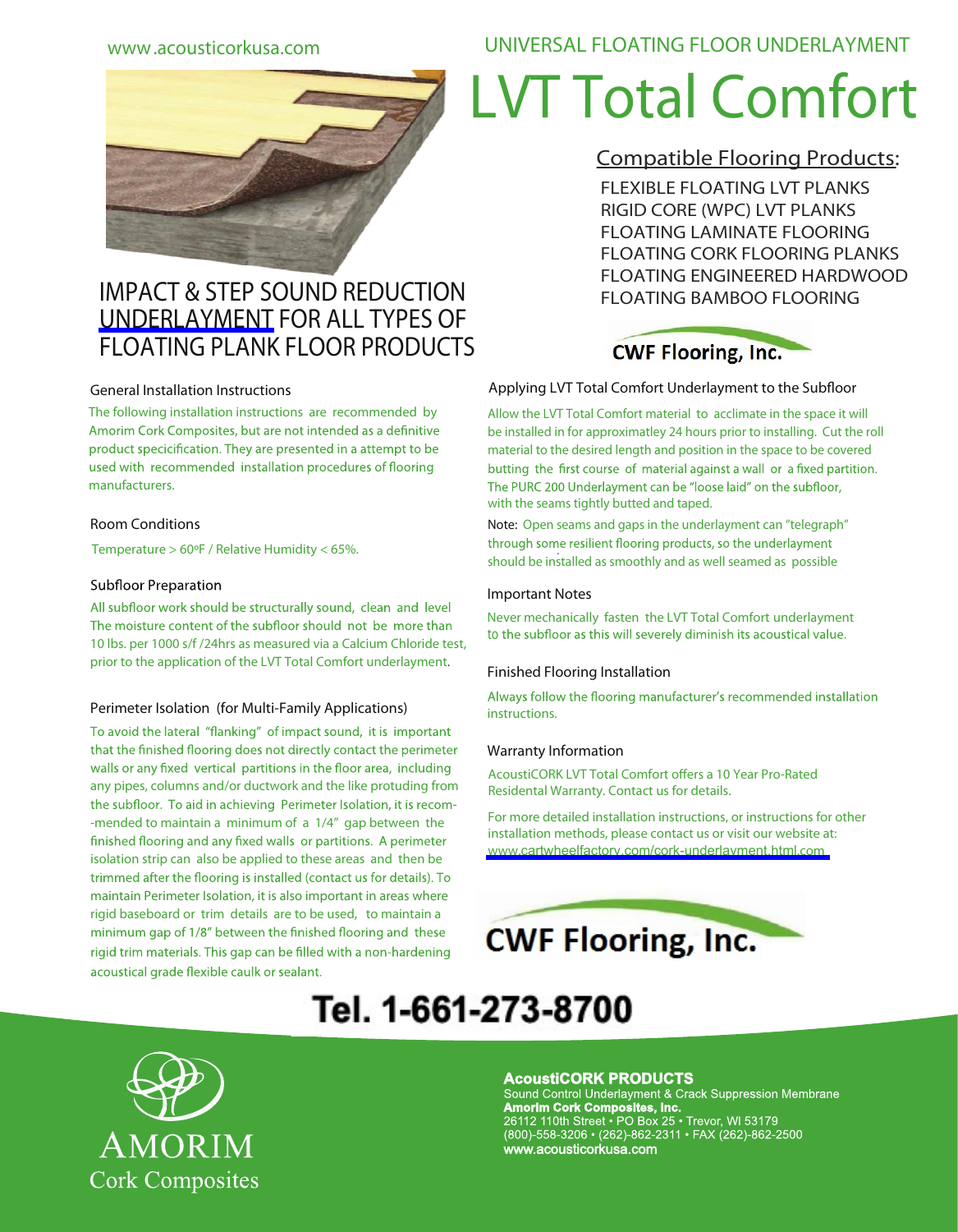www.acousticorkusa.com

UNIVERSAL FLOATING FLOOR UNDERLAYMENT

# LVT Total Comfort

## IMPACT & STEP SOUND REDUCTION UNDERLAYMENT FOR ALL TYPES OF FLOATING PLANK FLOOR PRODUCTS

### Compatible Flooring Products:

FLEXIBLE FLOATING LVT PLANKS
RIGID CORE (WPC) LVT PLANKS
FLOATING LAMINATE FLOORING
FLOATING CORK FLOORING PLANKS
FLOATING ENGINEERED HARDWOOD
FLOATING BAMBOO FLOORING

CWF Flooring, Inc.

### General Installation Instructions

The following installation instructions are recommended by Amorim Cork Composites, but are not intended as a definitive product specicification. They are presented in a attempt to be used with recommended installation procedures of flooring manufacturers.

### Room Conditions

Temperature > 60ºF / Relative Humidity < 65%.

### Subfloor Preparation

All subfloor work should be structurally sound, clean and level The moisture content of the subfloor should not be more than 10 lbs. per 1000 s/f /24hrs as measured via a Calcium Chloride test, prior to the application of the LVT Total Comfort underlayment.

### Perimeter Isolation (for Multi-Family Applications)

To avoid the lateral "flanking" of impact sound, it is important that the finished flooring does not directly contact the perimeter walls or any fixed vertical partitions in the floor area, including any pipes, columns and/or ductwork and the like protuding from the subfloor. To aid in achieving Perimeter Isolation, it is recom--mended to maintain a minimum of a 1/4" gap between the finished flooring and any fixed walls or partitions. A perimeter isolation strip can also be applied to these areas and then be trimmed after the flooring is installed (contact us for details). To maintain Perimeter Isolation, it is also important in areas where rigid baseboard or trim details are to be used, to maintain a minimum gap of 1/8" between the finished flooring and these rigid trim materials. This gap can be filled with a non-hardening acoustical grade flexible caulk or sealant.

### Applying LVT Total Comfort Underlayment to the Subfloor

Allow the LVT Total Comfort material to acclimate in the space it will be installed in for approximatley 24 hours prior to installing. Cut the roll material to the desired length and position in the space to be covered butting the first course of material against a wall or a fixed partition. The PURC 200 Underlayment can be "loose laid" on the subfloor, with the seams tightly butted and taped.

Note: Open seams and gaps in the underlayment can "telegraph" through some resilient flooring products, so the underlayment should be installed as smoothly and as well seamed as possible

### Important Notes

Never mechanically fasten the LVT Total Comfort underlayment to the subfloor as this will severely diminish its acoustical value.

### Finished Flooring Installation

Always follow the flooring manufacturer's recommended installation instructions.

### Warranty Information

AcoustiCORK LVT Total Comfort offers a 10 Year Pro-Rated Residental Warranty. Contact us for details.

For more detailed installation instructions, or instructions for other installation methods, please contact us or visit our website at: www.cartwheelfactory.com/cork-underlayment.html.com

CWF Flooring, Inc.

**Tel. 1-661-273-8700**

AMORIM
Cork Composites

**AcoustiCORK PRODUCTS**
Sound Control Underlayment & Crack Suppression Membrane
**Amorim Cork Composites, Inc.**
26112 110th Street • PO Box 25 • Trevor, WI 53179
(800)-558-3206 • (262)-862-2311 • FAX (262)-862-2500
**www.acousticorkusa.com**